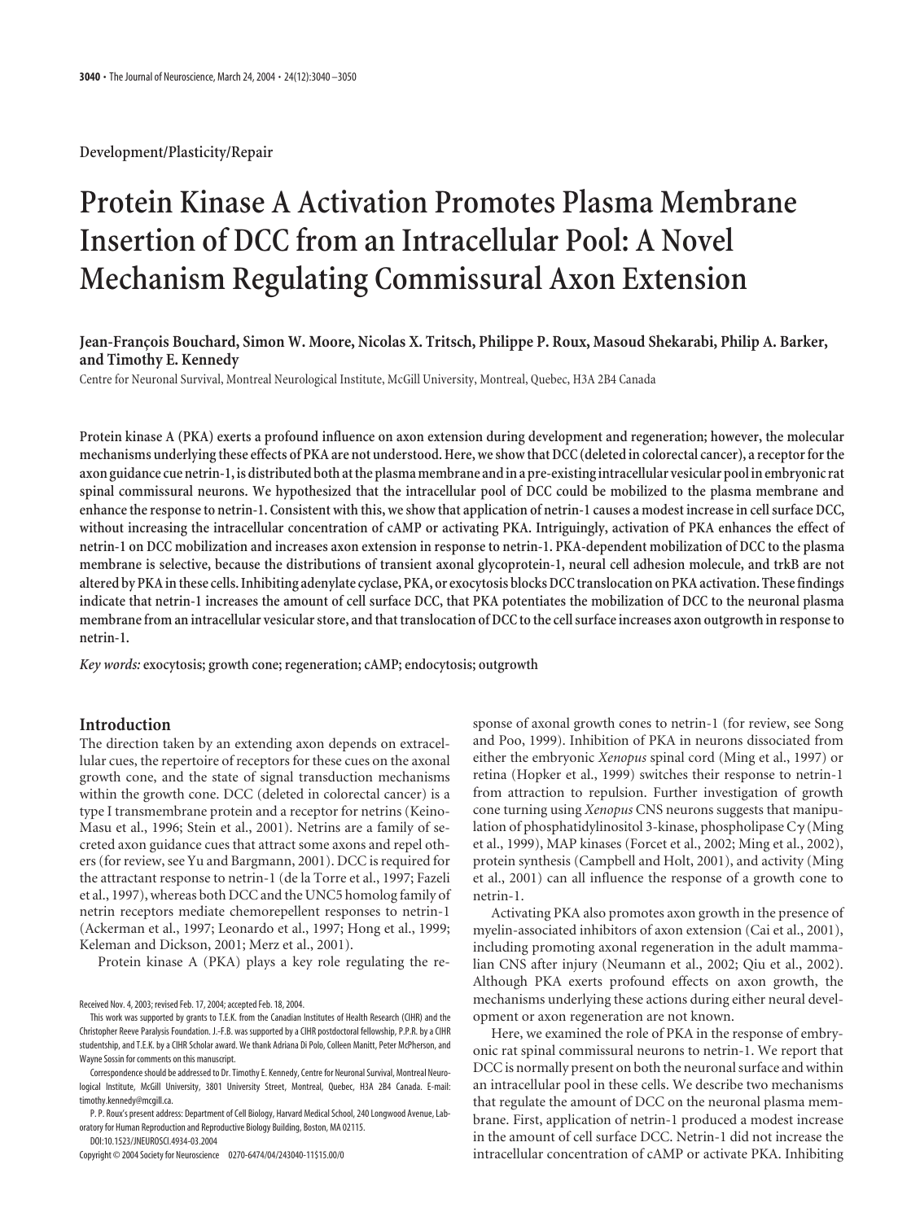Development/Plasticity/Repair

# Protein Kinase A Activation Promotes Plasma Membrane Insertion of DCC from an Intracellular Pool: A Novel Mechanism Regulating Commissural Axon Extension

**Jean-François Bouchard, Simon W. Moore, Nicolas X. Tritsch, Philippe P. Roux, Masoud Shekarabi, Philip A. Barker, and Timothy E. Kennedy**

Centre for Neuronal Survival, Montreal Neurological Institute, McGill University, Montreal, Quebec, H3A 2B4 Canada

**Protein kinase A (PKA) exerts a profound influence on axon extension during development and regeneration; however, the molecular mechanisms underlying these effects of PKA are not understood. Here, we show that DCC (deleted in colorectal cancer), a receptor for the axon guidance cue netrin-1, is distributed both at the plasma membrane and in a pre-existing intracellular vesicular pool in embryonic rat spinal commissural neurons. We hypothesized that the intracellular pool of DCC could be mobilized to the plasma membrane and enhance the response to netrin-1. Consistent with this, we show that application of netrin-1 causes a modest increase in cell surface DCC, without increasing the intracellular concentration of cAMP or activating PKA. Intriguingly, activation of PKA enhances the effect of netrin-1 on DCC mobilization and increases axon extension in response to netrin-1. PKA-dependent mobilization of DCC to the plasma membrane is selective, because the distributions of transient axonal glycoprotein-1, neural cell adhesion molecule, and trkB are not altered by PKA in these cells. Inhibiting adenylate cyclase, PKA, or exocytosis blocks DCC translocation on PKA activation. These findings indicate that netrin-1 increases the amount of cell surface DCC, that PKA potentiates the mobilization of DCC to the neuronal plasma membrane from an intracellular vesicular store, and that translocation of DCC to the cell surface increases axon outgrowth in response to netrin-1.**

*Key words:* **exocytosis; growth cone; regeneration; cAMP; endocytosis; outgrowth**

## Introduction

The direction taken by an extending axon depends on extracellular cues, the repertoire of receptors for these cues on the axonal growth cone, and the state of signal transduction mechanisms within the growth cone. DCC (deleted in colorectal cancer) is a type I transmembrane protein and a receptor for netrins (Keino-Masu et al., 1996; Stein et al., 2001). Netrins are a family of secreted axon guidance cues that attract some axons and repel others (for review, see Yu and Bargmann, 2001). DCC is required for the attractant response to netrin-1 (de la Torre et al., 1997; Fazeli et al., 1997), whereas both DCC and the UNC5 homolog family of netrin receptors mediate chemorepellent responses to netrin-1 (Ackerman et al., 1997; Leonardo et al., 1997; Hong et al., 1999; Keleman and Dickson, 2001; Merz et al., 2001).

Protein kinase A (PKA) plays a key role regulating the response of axonal growth cones to netrin-1 (for review, see Song and Poo, 1999). Inhibition of PKA in neurons dissociated from either the embryonic *Xenopus* spinal cord (Ming et al., 1997) or retina (Hopker et al., 1999) switches their response to netrin-1 from attraction to repulsion. Further investigation of growth cone turning using *Xenopus* CNS neurons suggests that manipulation of phosphatidylinositol 3-kinase, phospholipase Cγ (Ming et al., 1999), MAP kinases (Forcet et al., 2002; Ming et al., 2002), protein synthesis (Campbell and Holt, 2001), and activity (Ming et al., 2001) can all influence the response of a growth cone to netrin-1.

Activating PKA also promotes axon growth in the presence of myelin-associated inhibitors of axon extension (Cai et al., 2001), including promoting axonal regeneration in the adult mammalian CNS after injury (Neumann et al., 2002; Qiu et al., 2002). Although PKA exerts profound effects on axon growth, the mechanisms underlying these actions during either neural development or axon regeneration are not known.

Here, we examined the role of PKA in the response of embryonic rat spinal commissural neurons to netrin-1. We report that DCC is normally present on both the neuronal surface and within an intracellular pool in these cells. We describe two mechanisms that regulate the amount of DCC on the neuronal plasma membrane. First, application of netrin-1 produced a modest increase in the amount of cell surface DCC. Netrin-1 did not increase the intracellular concentration of cAMP or activate PKA. Inhibiting

Received Nov. 4, 2003; revised Feb. 17, 2004; accepted Feb. 18, 2004.

This work was supported by grants to T.E.K. from the Canadian Institutes of Health Research (CIHR) and the Christopher Reeve Paralysis Foundation. J.-F.B. was supported by a CIHR postdoctoral fellowship, P.P.R. by a CIHR studentship, and T.E.K. by a CIHR Scholar award. We thank Adriana Di Polo, Colleen Manitt, Peter McPherson, and Wayne Sossin for comments on this manuscript.

Correspondence should be addressed to Dr. Timothy E. Kennedy, Centre for Neuronal Survival, Montreal Neurological Institute, McGill University, 3801 University Street, Montreal, Quebec, H3A 2B4 Canada. E-mail: timothy.kennedy@mcgill.ca.

P. P. Roux's present address: Department of Cell Biology, Harvard Medical School, 240 Longwood Avenue, Laboratory for Human Reproduction and Reproductive Biology Building, Boston, MA 02115.

DOI:10.1523/JNEUROSCI.4934-03.2004

Copyright © 2004 Society for Neuroscience 0270-6474/04/243040-11$15.00/0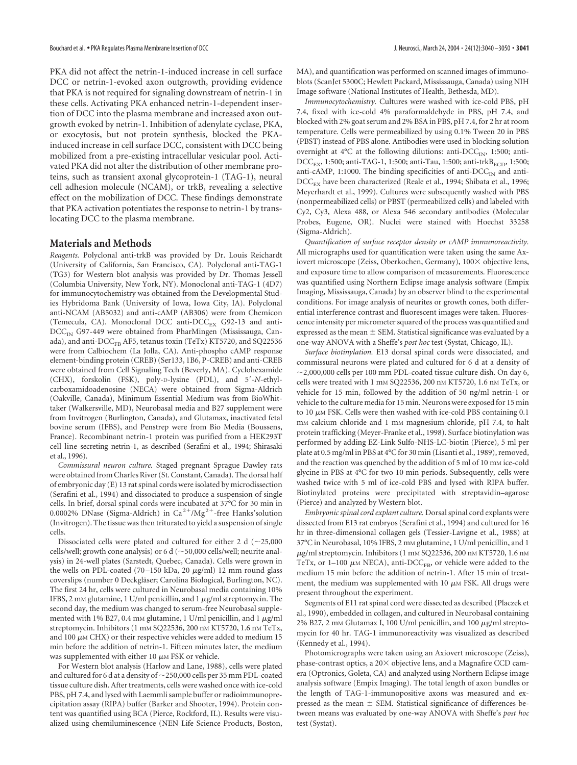PKA did not affect the netrin-1-induced increase in cell surface DCC or netrin-1-evoked axon outgrowth, providing evidence that PKA is not required for signaling downstream of netrin-1 in these cells. Activating PKA enhanced netrin-1-dependent insertion of DCC into the plasma membrane and increased axon outgrowth evoked by netrin-1. Inhibition of adenylate cyclase, PKA, or exocytosis, but not protein synthesis, blocked the PKA-induced increase in cell surface DCC, consistent with DCC being mobilized from a pre-existing intracellular vesicular pool. Activated PKA did not alter the distribution of other membrane proteins, such as transient axonal glycoprotein-1 (TAG-1), neural cell adhesion molecule (NCAM), or trkB, revealing a selective effect on the mobilization of DCC. These findings demonstrate that PKA activation potentiates the response to netrin-1 by translocating DCC to the plasma membrane.

## Materials and Methods

*Reagents.* Polyclonal anti-trkB was provided by Dr. Louis Reichardt (University of California, San Francisco, CA). Polyclonal anti-TAG-1 (TG3) for Western blot analysis was provided by Dr. Thomas Jessell (Columbia University, New York, NY). Monoclonal anti-TAG-1 (4D7) for immunocytochemistry was obtained from the Developmental Studies Hybridoma Bank (University of Iowa, Iowa City, IA). Polyclonal anti-NCAM (AB5032) and anti-cAMP (AB306) were from Chemicon (Temecula, CA). Monoclonal DCC anti-$DCC_{EX}$ G92-13 and anti-$DCC_{IN}$ G97-449 were obtained from PharMingen (Mississauga, Canada), and anti-$DCC_{FB}$ AF5, tetanus toxin (TeTx) KT5720, and SQ22536 were from Calbiochem (La Jolla, CA). Anti-phospho cAMP response element-binding protein (CREB) (Ser133, 1B6, P-CREB) and anti-CREB were obtained from Cell Signaling Tech (Beverly, MA). Cyclohexamide (CHX), forskolin (FSK), poly-D-lysine (PDL), and 5′-*N*-ethylcarboxamidoadenosine (NECA) were obtained from Sigma-Aldrich (Oakville, Canada), Minimum Essential Medium was from BioWhittaker (Walkersville, MD), Neurobasal media and B27 supplement were from Invitrogen (Burlington, Canada), and Glutamax, inactivated fetal bovine serum (IFBS), and Penstrep were from Bio Media (Boussens, France). Recombinant netrin-1 protein was purified from a HEK293T cell line secreting netrin-1, as described (Serafini et al., 1994; Shirasaki et al., 1996).

*Commissural neuron culture.* Staged pregnant Sprague Dawley rats were obtained from Charles River (St. Constant, Canada). The dorsal half of embryonic day (E) 13 rat spinal cords were isolated by microdissection (Serafini et al., 1994) and dissociated to produce a suspension of single cells. In brief, dorsal spinal cords were incubated at 37°C for 30 min in 0.0002% DNase (Sigma-Aldrich) in $Ca^{2+}/Mg^{2+}$-free Hanks' solution (Invitrogen). The tissue was then triturated to yield a suspension of single cells.

Dissociated cells were plated and cultured for either 2 d (~25,000 cells/well; growth cone analysis) or 6 d (~50,000 cells/well; neurite analysis) in 24-well plates (Sarstedt, Quebec, Canada). Cells were grown in the wells on PDL-coated (70–150 kDa, 20 μg/ml) 12 mm round glass coverslips (number 0 Deckgläser; Carolina Biological, Burlington, NC). The first 24 hr, cells were cultured in Neurobasal media containing 10% IFBS, 2 mM glutamine, 1 U/ml penicillin, and 1 μg/ml streptomycin. The second day, the medium was changed to serum-free Neurobasal supplemented with 1% B27, 0.4 mM glutamine, 1 U/ml penicillin, and 1 μg/ml streptomycin. Inhibitors (1 mM SQ22536, 200 nM KT5720, 1.6 nM TeTx, and 100 μM CHX) or their respective vehicles were added to medium 15 min before the addition of netrin-1. Fifteen minutes later, the medium was supplemented with either 10 μM FSK or vehicle.

For Western blot analysis (Harlow and Lane, 1988), cells were plated and cultured for 6 d at a density of ~250,000 cells per 35 mm PDL-coated tissue culture dish. After treatments, cells were washed once with ice-cold PBS, pH 7.4, and lysed with Laemmli sample buffer or radioimmunoprecipitation assay (RIPA) buffer (Barker and Shooter, 1994). Protein content was quantified using BCA (Pierce, Rockford, IL). Results were visualized using chemiluminescence (NEN Life Science Products, Boston, MA), and quantification was performed on scanned images of immunoblots (ScanJet 5300C; Hewlett Packard, Mississauga, Canada) using NIH Image software (National Institutes of Health, Bethesda, MD).

*Immunocytochemistry.* Cultures were washed with ice-cold PBS, pH 7.4, fixed with ice-cold 4% paraformaldehyde in PBS, pH 7.4, and blocked with 2% goat serum and 2% BSA in PBS, pH 7.4, for 2 hr at room temperature. Cells were permeabilized by using 0.1% Tween 20 in PBS (PBST) instead of PBS alone. Antibodies were used in blocking solution overnight at 4°C at the following dilutions: anti-$DCC_{IN}$, 1:500; anti-$DCC_{EX}$, 1:500; anti-TAG-1, 1:500; anti-Tau, 1:500; anti-$trkB_{ECD}$, 1:500; anti-cAMP, 1:1000. The binding specificities of anti-$DCC_{IN}$ and anti-$DCC_{EX}$ have been characterized (Reale et al., 1994; Shibata et al., 1996; Meyerhardt et al., 1999). Cultures were subsequently washed with PBS (nonpermeabilized cells) or PBST (permeabilized cells) and labeled with Cy2, Cy3, Alexa 488, or Alexa 546 secondary antibodies (Molecular Probes, Eugene, OR). Nuclei were stained with Hoechst 33258 (Sigma-Aldrich).

*Quantification of surface receptor density or cAMP immunoreactivity.* All micrographs used for quantification were taken using the same Axiovert microscope (Zeiss, Oberkochen, Germany), 100× objective lens, and exposure time to allow comparison of measurements. Fluorescence was quantified using Northern Eclipse image analysis software (Empix Imaging, Mississauga, Canada) by an observer blind to the experimental conditions. For image analysis of neurites or growth cones, both differential interference contrast and fluorescent images were taken. Fluorescence intensity per micrometer squared of the process was quantified and expressed as the mean ± SEM. Statistical significance was evaluated by a one-way ANOVA with a Sheffe's *post hoc* test (Systat, Chicago, IL).

*Surface biotinylation.* E13 dorsal spinal cords were dissociated, and commissural neurons were plated and cultured for 6 d at a density of ~2,000,000 cells per 100 mm PDL-coated tissue culture dish. On day 6, cells were treated with 1 mM SQ22536, 200 nM KT5720, 1.6 nM TeTx, or vehicle for 15 min, followed by the addition of 50 ng/ml netrin-1 or vehicle to the culture media for 15 min. Neurons were exposed for 15 min to 10 μM FSK. Cells were then washed with ice-cold PBS containing 0.1 mM calcium chloride and 1 mM magnesium chloride, pH 7.4, to halt protein trafficking (Meyer-Franke et al., 1998). Surface biotinylation was performed by adding EZ-Link Sulfo-NHS-LC-biotin (Pierce), 5 ml per plate at 0.5 mg/ml in PBS at 4°C for 30 min (Lisanti et al., 1989), removed, and the reaction was quenched by the addition of 5 ml of 10 mM ice-cold glycine in PBS at 4°C for two 10 min periods. Subsequently, cells were washed twice with 5 ml of ice-cold PBS and lysed with RIPA buffer. Biotinylated proteins were precipitated with streptavidin–agarose (Pierce) and analyzed by Western blot.

*Embryonic spinal cord explant culture.* Dorsal spinal cord explants were dissected from E13 rat embryos (Serafini et al., 1994) and cultured for 16 hr in three-dimensional collagen gels (Tessier-Lavigne et al., 1988) at 37°C in Neurobasal, 10% IFBS, 2 mM glutamine, 1 U/ml penicillin, and 1 μg/ml streptomycin. Inhibitors (1 mM SQ22536, 200 nM KT5720, 1.6 nM TeTx, or 1–100 μM NECA), anti-$DCC_{FB}$, or vehicle were added to the medium 15 min before the addition of netrin-1. After 15 min of treatment, the medium was supplemented with 10 μM FSK. All drugs were present throughout the experiment.

Segments of E11 rat spinal cord were dissected as described (Placzek et al., 1990), embedded in collagen, and cultured in Neurobasal containing 2% B27, 2 mM Glutamax I, 100 U/ml penicillin, and 100 μg/ml streptomycin for 40 hr. TAG-1 immunoreactivity was visualized as described (Kennedy et al., 1994).

Photomicrographs were taken using an Axiovert microscope (Zeiss), phase-contrast optics, a 20× objective lens, and a Magnafire CCD camera (Optronics, Goleta, CA) and analyzed using Northern Eclipse image analysis software (Empix Imaging). The total length of axon bundles or the length of TAG-1-immunopositive axons was measured and expressed as the mean ± SEM. Statistical significance of differences between means was evaluated by one-way ANOVA with Sheffe's *post hoc* test (Systat).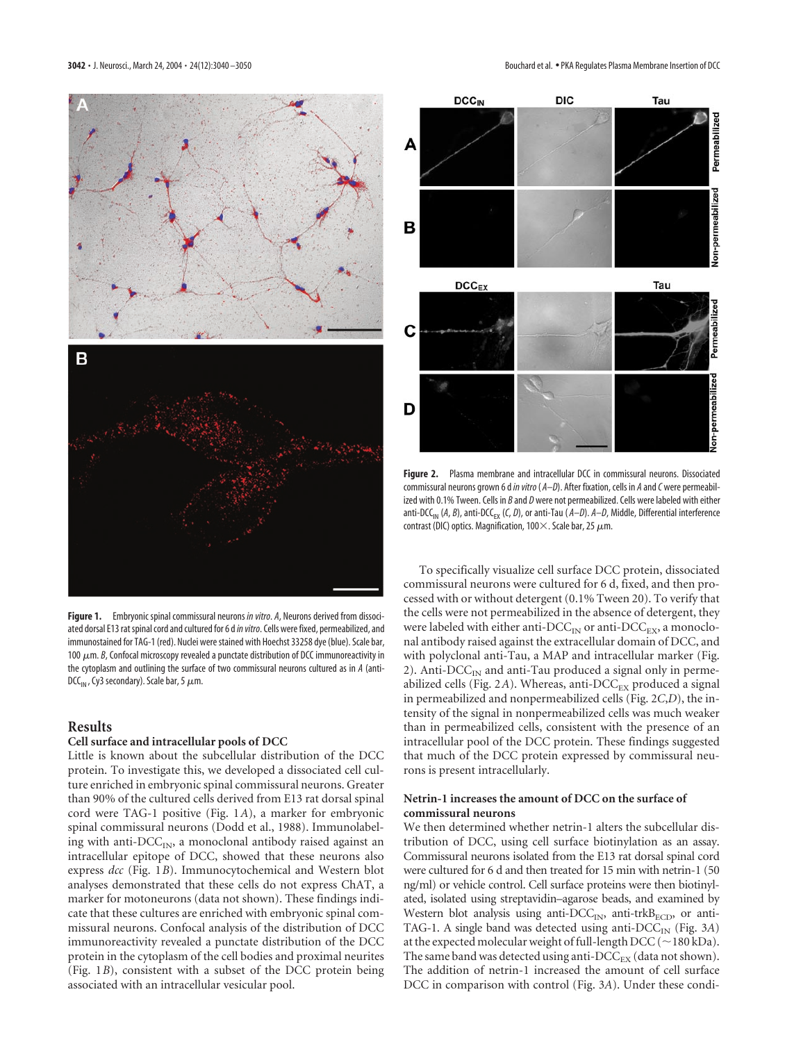**Figure 1.** Embryonic spinal commissural neurons *in vitro*. *A*, Neurons derived from dissociated dorsal E13 rat spinal cord and cultured for 6 d *in vitro*. Cells were fixed, permeabilized, and immunostained for TAG-1 (red). Nuclei were stained with Hoechst 33258 dye (blue). Scale bar, 100 μm. *B*, Confocal microscopy revealed a punctate distribution of DCC immunoreactivity in the cytoplasm and outlining the surface of two commissural neurons cultured as in *A* (anti-$DCC_{IN}$, Cy3 secondary). Scale bar, 5 μm.

**Figure 2.** Plasma membrane and intracellular DCC in commissural neurons. Dissociated commissural neurons grown 6 d *in vitro* (*A–D*). After fixation, cells in *A* and *C* were permeabilized with 0.1% Tween. Cells in *B* and *D* were not permeabilized. Cells were labeled with either anti-$DCC_{IN}$ (*A*, *B*), anti-$DCC_{EX}$ (*C*, *D*), or anti-Tau (*A–D*). *A–D*, Middle, Differential interference contrast (DIC) optics. Magnification, 100×. Scale bar, 25 μm.

## Results

### Cell surface and intracellular pools of DCC

Little is known about the subcellular distribution of the DCC protein. To investigate this, we developed a dissociated cell culture enriched in embryonic spinal commissural neurons. Greater than 90% of the cultured cells derived from E13 rat dorsal spinal cord were TAG-1 positive (Fig. 1*A*), a marker for embryonic spinal commissural neurons (Dodd et al., 1988). Immunolabeling with anti-$DCC_{IN}$, a monoclonal antibody raised against an intracellular epitope of DCC, showed that these neurons also express *dcc* (Fig. 1*B*). Immunocytochemical and Western blot analyses demonstrated that these cells do not express ChAT, a marker for motoneurons (data not shown). These findings indicate that these cultures are enriched with embryonic spinal commissural neurons. Confocal analysis of the distribution of DCC immunoreactivity revealed a punctate distribution of the DCC protein in the cytoplasm of the cell bodies and proximal neurites (Fig. 1*B*), consistent with a subset of the DCC protein being associated with an intracellular vesicular pool.

To specifically visualize cell surface DCC protein, dissociated commissural neurons were cultured for 6 d, fixed, and then processed with or without detergent (0.1% Tween 20). To verify that the cells were not permeabilized in the absence of detergent, they were labeled with either anti-$DCC_{IN}$ or anti-$DCC_{EX}$, a monoclonal antibody raised against the extracellular domain of DCC, and with polyclonal anti-Tau, a MAP and intracellular marker (Fig. 2). Anti-$DCC_{IN}$ and anti-Tau produced a signal only in permeabilized cells (Fig. 2*A*). Whereas, anti-$DCC_{EX}$ produced a signal in permeabilized and nonpermeabilized cells (Fig. 2*C*,*D*), the intensity of the signal in nonpermeabilized cells was much weaker than in permeabilized cells, consistent with the presence of an intracellular pool of the DCC protein. These findings suggested that much of the DCC protein expressed by commissural neurons is present intracellularly.

### Netrin-1 increases the amount of DCC on the surface of commissural neurons

We then determined whether netrin-1 alters the subcellular distribution of DCC, using cell surface biotinylation as an assay. Commissural neurons isolated from the E13 rat dorsal spinal cord were cultured for 6 d and then treated for 15 min with netrin-1 (50 ng/ml) or vehicle control. Cell surface proteins were then biotinylated, isolated using streptavidin–agarose beads, and examined by Western blot analysis using anti-$DCC_{IN}$, anti-$trkB_{ECD}$, or anti-TAG-1. A single band was detected using anti-$DCC_{IN}$ (Fig. 3*A*) at the expected molecular weight of full-length DCC (~180 kDa). The same band was detected using anti-$DCC_{EX}$ (data not shown). The addition of netrin-1 increased the amount of cell surface DCC in comparison with control (Fig. 3*A*). Under these condi-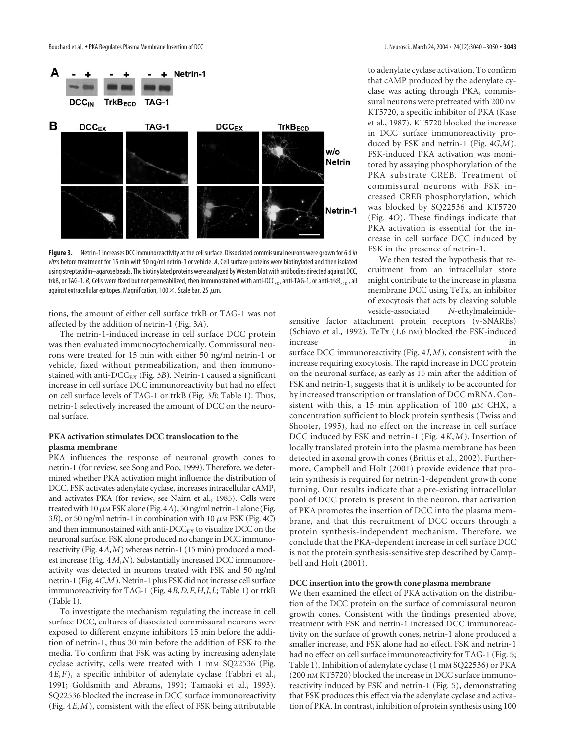**Figure 3.** Netrin-1 increases DCC immunoreactivity at the cell surface. Dissociated commissural neurons were grown for 6 d *in vitro* before treatment for 15 min with 50 ng/ml netrin-1 or vehicle. *A*, Cell surface proteins were biotinylated and then isolated using streptavidin–agarose beads. The biotinylated proteins were analyzed by Western blot with antibodies directed against DCC, trkB, or TAG-1. *B*, Cells were fixed but not permeabilized, then immunostained with anti-$DCC_{EX}$, anti-TAG-1, or anti-$trkB_{ECD}$, all against extracellular epitopes. Magnification, 100×. Scale bar, 25 μm.

tions, the amount of either cell surface trkB or TAG-1 was not affected by the addition of netrin-1 (Fig. 3*A*).

The netrin-1-induced increase in cell surface DCC protein was then evaluated immunocytochemically. Commissural neurons were treated for 15 min with either 50 ng/ml netrin-1 or vehicle, fixed without permeabilization, and then immunostained with anti-$DCC_{EX}$ (Fig. 3*B*). Netrin-1 caused a significant increase in cell surface DCC immunoreactivity but had no effect on cell surface levels of TAG-1 or trkB (Fig. 3*B*; Table 1). Thus, netrin-1 selectively increased the amount of DCC on the neuronal surface.

### PKA activation stimulates DCC translocation to the plasma membrane

PKA influences the response of neuronal growth cones to netrin-1 (for review, see Song and Poo, 1999). Therefore, we determined whether PKA activation might influence the distribution of DCC. FSK activates adenylate cyclase, increases intracellular cAMP, and activates PKA (for review, see Nairn et al., 1985). Cells were treated with 10 μM FSK alone (Fig. 4*A*), 50 ng/ml netrin-1 alone (Fig. 3*B*), or 50 ng/ml netrin-1 in combination with 10 μM FSK (Fig. 4*C*) and then immunostained with anti-$DCC_{EX}$ to visualize DCC on the neuronal surface. FSK alone produced no change in DCC immunoreactivity (Fig. 4*A*,*M*) whereas netrin-1 (15 min) produced a modest increase (Fig. 4*M*,*N*). Substantially increased DCC immunoreactivity was detected in neurons treated with FSK and 50 ng/ml netrin-1 (Fig. 4*C*,*M*). Netrin-1 plus FSK did not increase cell surface immunoreactivity for TAG-1 (Fig. 4*B*,*D*,*F*,*H*,*J*,*L*; Table 1) or trkB (Table 1).

To investigate the mechanism regulating the increase in cell surface DCC, cultures of dissociated commissural neurons were exposed to different enzyme inhibitors 15 min before the addition of netrin-1, thus 30 min before the addition of FSK to the media. To confirm that FSK was acting by increasing adenylate cyclase activity, cells were treated with 1 mM SQ22536 (Fig. 4*E*,*F*), a specific inhibitor of adenylate cyclase (Fabbri et al., 1991; Goldsmith and Abrams, 1991; Tamaoki et al., 1993). SQ22536 blocked the increase in DCC surface immunoreactivity (Fig. 4*E*,*M*), consistent with the effect of FSK being attributable to adenylate cyclase activation. To confirm that cAMP produced by the adenylate cyclase was acting through PKA, commissural neurons were pretreated with 200 nM KT5720, a specific inhibitor of PKA (Kase et al., 1987). KT5720 blocked the increase in DCC surface immunoreactivity produced by FSK and netrin-1 (Fig. 4*G*,*M*). FSK-induced PKA activation was monitored by assaying phosphorylation of the PKA substrate CREB. Treatment of commissural neurons with FSK increased CREB phosphorylation, which was blocked by SQ22536 and KT5720 (Fig. 4*O*). These findings indicate that PKA activation is essential for the increase in cell surface DCC induced by FSK in the presence of netrin-1.

We then tested the hypothesis that recruitment from an intracellular store might contribute to the increase in plasma membrane DCC using TeTx, an inhibitor of exocytosis that acts by cleaving soluble vesicle-associated *N*-ethylmaleimide-sensitive factor attachment protein receptors (v-SNAREs) (Schiavo et al., 1992). TeTx (1.6 nM) blocked the FSK-induced increase in surface DCC immunoreactivity (Fig. 4*I*,*M*), consistent with the increase requiring exocytosis. The rapid increase in DCC protein on the neuronal surface, as early as 15 min after the addition of FSK and netrin-1, suggests that it is unlikely to be accounted for by increased transcription or translation of DCC mRNA. Consistent with this, a 15 min application of 100 μM CHX, a concentration sufficient to block protein synthesis (Twiss and Shooter, 1995), had no effect on the increase in cell surface DCC induced by FSK and netrin-1 (Fig. 4*K*,*M*). Insertion of locally translated protein into the plasma membrane has been detected in axonal growth cones (Brittis et al., 2002). Furthermore, Campbell and Holt (2001) provide evidence that protein synthesis is required for netrin-1-dependent growth cone turning. Our results indicate that a pre-existing intracellular pool of DCC protein is present in the neuron, that activation of PKA promotes the insertion of DCC into the plasma membrane, and that this recruitment of DCC occurs through a protein synthesis-independent mechanism. Therefore, we conclude that the PKA-dependent increase in cell surface DCC is not the protein synthesis-sensitive step described by Campbell and Holt (2001).

### DCC insertion into the growth cone plasma membrane

We then examined the effect of PKA activation on the distribution of the DCC protein on the surface of commissural neuron growth cones. Consistent with the findings presented above, treatment with FSK and netrin-1 increased DCC immunoreactivity on the surface of growth cones, netrin-1 alone produced a smaller increase, and FSK alone had no effect. FSK and netrin-1 had no effect on cell surface immunoreactivity for TAG-1 (Fig. 5; Table 1). Inhibition of adenylate cyclase (1 mM SQ22536) or PKA (200 nM KT5720) blocked the increase in DCC surface immunoreactivity induced by FSK and netrin-1 (Fig. 5), demonstrating that FSK produces this effect via the adenylate cyclase and activation of PKA. In contrast, inhibition of protein synthesis using 100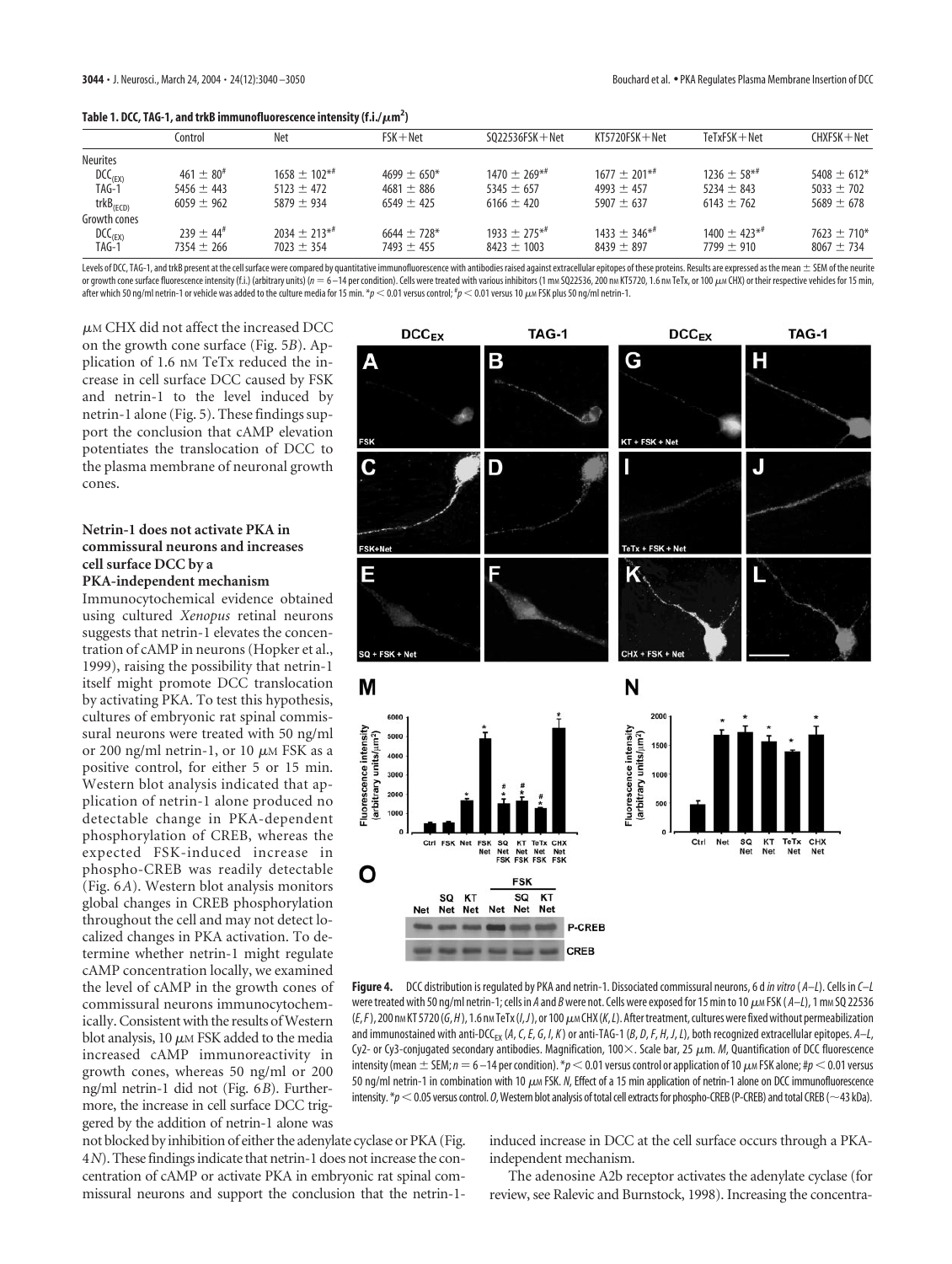**Table 1. DCC, TAG-1, and trkB immunofluorescence intensity (f.i./$\mu m^2$)**

| | Control | Net | FSK+Net | SQ22536FSK+Net | KT5720FSK+Net | TeTxFSK+Net | CHXFSK+Net |
|---|---|---|---|---|---|---|---|
| Neurites | | | | | | | |
| $DCC_{(EX)}$ | $461 \pm 80^{\#}$ | $1658 \pm 102^{*\#}$ | $4699 \pm 650^{*}$ | $1470 \pm 269^{*\#}$ | $1677 \pm 201^{*\#}$ | $1236 \pm 58^{*\#}$ | $5408 \pm 612^{*}$ |
| TAG-1 | $5456 \pm 443$ | $5123 \pm 472$ | $4681 \pm 886$ | $5345 \pm 657$ | $4993 \pm 457$ | $5234 \pm 843$ | $5033 \pm 702$ |
| $trkB_{(ECD)}$ | $6059 \pm 962$ | $5879 \pm 934$ | $6549 \pm 425$ | $6166 \pm 420$ | $5907 \pm 637$ | $6143 \pm 762$ | $5689 \pm 678$ |
| Growth cones | | | | | | | |
| $DCC_{(EX)}$ | $239 \pm 44^{\#}$ | $2034 \pm 213^{*\#}$ | $6644 \pm 728^{*}$ | $1933 \pm 275^{*\#}$ | $1433 \pm 346^{*\#}$ | $1400 \pm 423^{*\#}$ | $7623 \pm 710^{*}$ |
| TAG-1 | $7354 \pm 266$ | $7023 \pm 354$ | $7493 \pm 455$ | $8423 \pm 1003$ | $8439 \pm 897$ | $7799 \pm 910$ | $8067 \pm 734$ |

Levels of DCC, TAG-1, and trkB present at the cell surface were compared by quantitative immunofluorescence with antibodies raised against extracellular epitopes of these proteins. Results are expressed as the mean ± SEM of the neurite or growth cone surface fluorescence intensity (f.i.) (arbitrary units) ($n = 6$–14 per condition). Cells were treated with various inhibitors (1 mM SQ22536, 200 nM KT5720, 1.6 nM TeTx, or 100 $\mu$M CHX) or their respective vehicles for 15 min, after which 50 ng/ml netrin-1 or vehicle was added to the culture media for 15 min. \*$p < 0.01$ versus control; #$p < 0.01$ versus 10 $\mu$M FSK plus 50 ng/ml netrin-1.

$\mu$M CHX did not affect the increased DCC on the growth cone surface (Fig. 5*B*). Application of 1.6 nM TeTx reduced the increase in cell surface DCC caused by FSK and netrin-1 to the level induced by netrin-1 alone (Fig. 5). These findings support the conclusion that cAMP elevation potentiates the translocation of DCC to the plasma membrane of neuronal growth cones.

## Netrin-1 does not activate PKA in commissural neurons and increases cell surface DCC by a PKA-independent mechanism

Immunocytochemical evidence obtained using cultured *Xenopus* retinal neurons suggests that netrin-1 elevates the concentration of cAMP in neurons (Hopker et al., 1999), raising the possibility that netrin-1 itself might promote DCC translocation by activating PKA. To test this hypothesis, cultures of embryonic rat spinal commissural neurons were treated with 50 ng/ml or 200 ng/ml netrin-1, or 10 $\mu$M FSK as a positive control, for either 5 or 15 min. Western blot analysis indicated that application of netrin-1 alone produced no detectable change in PKA-dependent phosphorylation of CREB, whereas the expected FSK-induced increase in phospho-CREB was readily detectable (Fig. 6*A*). Western blot analysis monitors global changes in CREB phosphorylation throughout the cell and may not detect localized changes in PKA activation. To determine whether netrin-1 might regulate cAMP concentration locally, we examined the level of cAMP in the growth cones of commissural neurons immunocytochemically. Consistent with the results of Western blot analysis, 10 $\mu$M FSK added to the media increased cAMP immunoreactivity in growth cones, whereas 50 ng/ml or 200 ng/ml netrin-1 did not (Fig. 6*B*). Furthermore, the increase in cell surface DCC triggered by the addition of netrin-1 alone was not blocked by inhibition of either the adenylate cyclase or PKA (Fig. 4*N*). These findings indicate that netrin-1 does not increase the concentration of cAMP or activate PKA in embryonic rat spinal commissural neurons and support the conclusion that the netrin-1-induced increase in DCC at the cell surface occurs through a PKA-independent mechanism.

**Figure 4.** DCC distribution is regulated by PKA and netrin-1. Dissociated commissural neurons, 6 d *in vitro* (*A*–*L*). Cells in *C*–*L* were treated with 50 ng/ml netrin-1; cells in *A* and *B* were not. Cells were exposed for 15 min to 10 $\mu$M FSK (*A*–*L*), 1 mM SQ 22536 (*E*, *F*), 200 nM KT 5720 (*G*, *H*), 1.6 nM TeTx (*I*, *J*), or 100 $\mu$M CHX (*K*, *L*). After treatment, cultures were fixed without permeabilization and immunostained with anti-$DCC_{EX}$ (*A*, *C*, *E*, *G*, *I*, *K*) or anti-TAG-1 (*B*, *D*, *F*, *H*, *J*, *L*), both recognized extracellular epitopes. *A*–*L*, Cy2- or Cy3-conjugated secondary antibodies. Magnification, 100×. Scale bar, 25 $\mu$m. *M*, Quantification of DCC fluorescence intensity (mean ± SEM; $n = 6$–14 per condition). \*$p < 0.01$ versus control or application of 10 $\mu$M FSK alone; #$p < 0.01$ versus 50 ng/ml netrin-1 in combination with 10 $\mu$M FSK. *N*, Effect of a 15 min application of netrin-1 alone on DCC immunofluorescence intensity. \*$p < 0.05$ versus control. *O*, Western blot analysis of total cell extracts for phospho-CREB (P-CREB) and total CREB (~43 kDa).

The adenosine A2b receptor activates the adenylate cyclase (for review, see Ralevic and Burnstock, 1998). Increasing the concentra-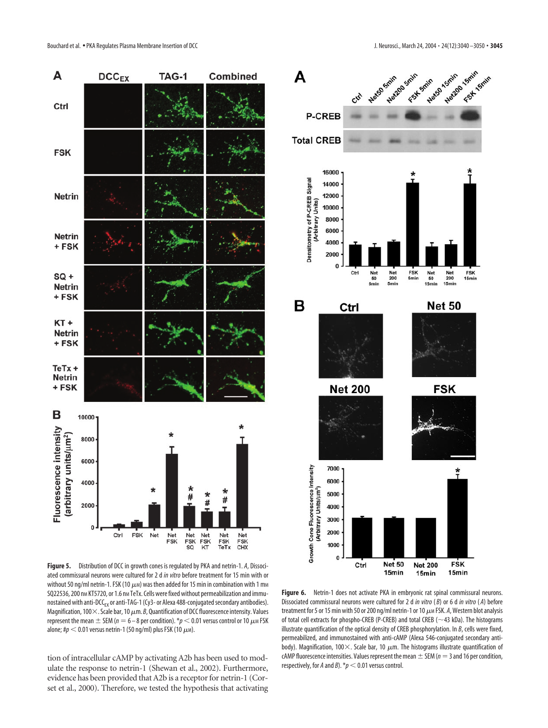**Figure 5.** Distribution of DCC in growth cones is regulated by PKA and netrin-1. *A*, Dissociated commissural neurons were cultured for 2 d *in vitro* before treatment for 15 min with or without 50 ng/ml netrin-1. FSK (10 $\mu$M) was then added for 15 min in combination with 1 mM SQ22536, 200 nM KT5720, or 1.6 nM TeTx. Cells were fixed without permeabilization and immunostained with anti-$DCC_{EX}$ or anti-TAG-1 (Cy3- or Alexa 488-conjugated secondary antibodies). Magnification, 100×. Scale bar, 10 $\mu$m. *B*, Quantification of DCC fluorescence intensity. Values represent the mean ± SEM ($n = 6$–8 per condition). *$p < 0.01$ versus control or 10 $\mu$M FSK alone; #$p < 0.01$ versus netrin-1 (50 ng/ml) plus FSK (10 $\mu$M).

tion of intracellular cAMP by activating A2b has been used to modulate the response to netrin-1 (Shewan et al., 2002). Furthermore, evidence has been provided that A2b is a receptor for netrin-1 (Corset et al., 2000). Therefore, we tested the hypothesis that activating

**Figure 6.** Netrin-1 does not activate PKA in embryonic rat spinal commissural neurons. Dissociated commissural neurons were cultured for 2 d *in vitro* (*B*) or 6 d *in vitro* (*A*) before treatment for 5 or 15 min with 50 or 200 ng/ml netrin-1 or 10 $\mu$M FSK. *A*, Western blot analysis of total cell extracts for phospho-CREB (P-CREB) and total CREB (~43 kDa). The histograms illustrate quantification of the optical density of CREB phosphorylation. In *B*, cells were fixed, permeabilized, and immunostained with anti-cAMP (Alexa 546-conjugated secondary antibody). Magnification, 100×. Scale bar, 10 $\mu$m. The histograms illustrate quantification of cAMP fluorescence intensities. Values represent the mean ± SEM ($n = 3$ and 16 per condition, respectively, for *A* and *B*). *$p < 0.01$ versus control.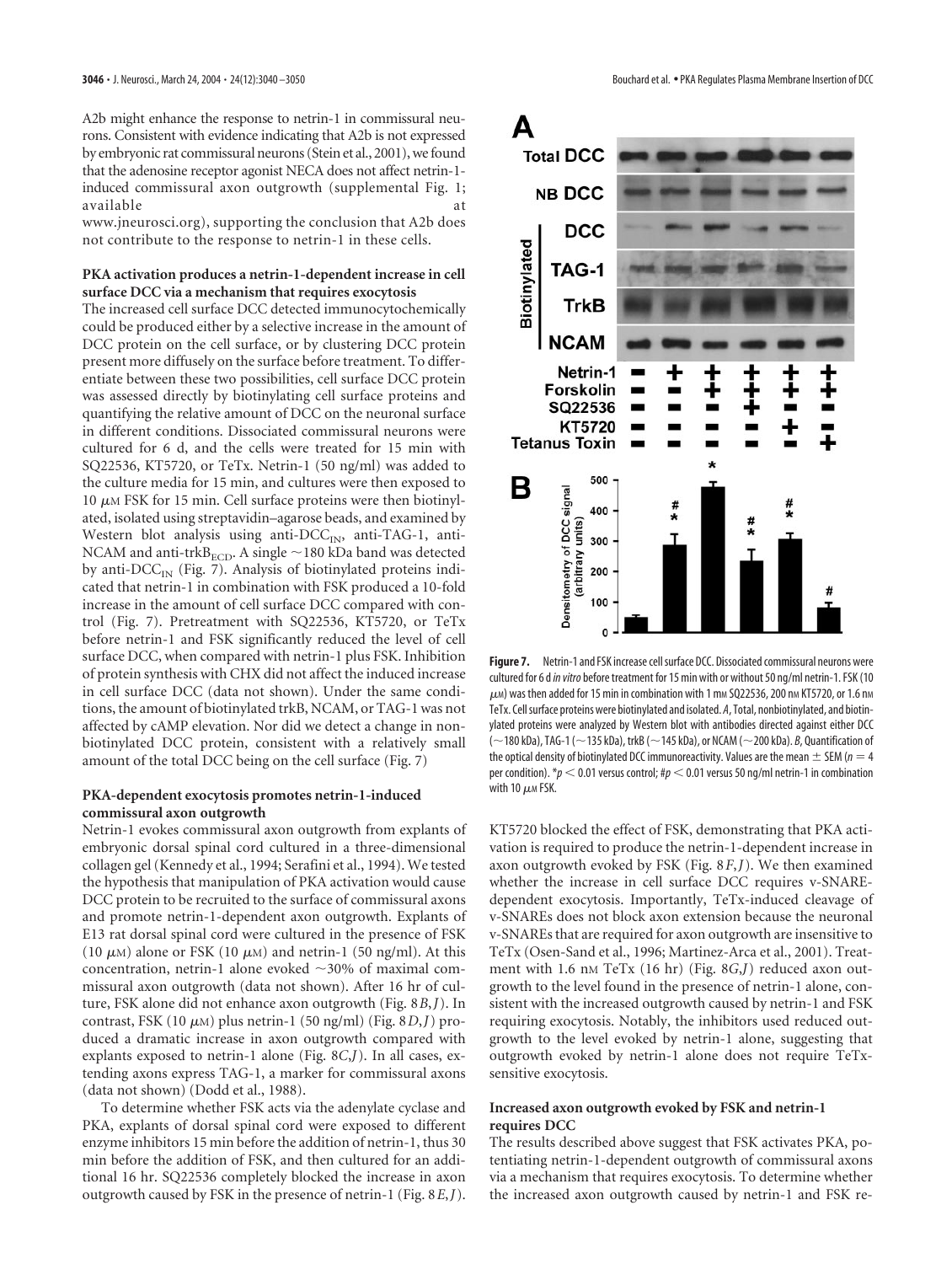A2b might enhance the response to netrin-1 in commissural neurons. Consistent with evidence indicating that A2b is not expressed by embryonic rat commissural neurons (Stein et al., 2001), we found that the adenosine receptor agonist NECA does not affect netrin-1-induced commissural axon outgrowth (supplemental Fig. 1; available at www.jneurosci.org), supporting the conclusion that A2b does not contribute to the response to netrin-1 in these cells.

### PKA activation produces a netrin-1-dependent increase in cell surface DCC via a mechanism that requires exocytosis

The increased cell surface DCC detected immunocytochemically could be produced either by a selective increase in the amount of DCC protein on the cell surface, or by clustering DCC protein present more diffusely on the surface before treatment. To differentiate between these two possibilities, cell surface DCC protein was assessed directly by biotinylating cell surface proteins and quantifying the relative amount of DCC on the neuronal surface in different conditions. Dissociated commissural neurons were cultured for 6 d, and the cells were treated for 15 min with SQ22536, KT5720, or TeTx. Netrin-1 (50 ng/ml) was added to the culture media for 15 min, and cultures were then exposed to 10 $\mu$M FSK for 15 min. Cell surface proteins were then biotinylated, isolated using streptavidin–agarose beads, and examined by Western blot analysis using anti-$DCC_{IN}$, anti-TAG-1, anti-NCAM and anti-$trkB_{ECD}$. A single ~180 kDa band was detected by anti-$DCC_{IN}$ (Fig. 7). Analysis of biotinylated proteins indicated that netrin-1 in combination with FSK produced a 10-fold increase in the amount of cell surface DCC compared with control (Fig. 7). Pretreatment with SQ22536, KT5720, or TeTx before netrin-1 and FSK significantly reduced the level of cell surface DCC, when compared with netrin-1 plus FSK. Inhibition of protein synthesis with CHX did not affect the induced increase in cell surface DCC (data not shown). Under the same conditions, the amount of biotinylated trkB, NCAM, or TAG-1 was not affected by cAMP elevation. Nor did we detect a change in nonbiotinylated DCC protein, consistent with a relatively small amount of the total DCC being on the cell surface (Fig. 7)

### PKA-dependent exocytosis promotes netrin-1-induced commissural axon outgrowth

Netrin-1 evokes commissural axon outgrowth from explants of embryonic dorsal spinal cord cultured in a three-dimensional collagen gel (Kennedy et al., 1994; Serafini et al., 1994). We tested the hypothesis that manipulation of PKA activation would cause DCC protein to be recruited to the surface of commissural axons and promote netrin-1-dependent axon outgrowth. Explants of E13 rat dorsal spinal cord were cultured in the presence of FSK (10 $\mu$M) alone or FSK (10 $\mu$M) and netrin-1 (50 ng/ml). At this concentration, netrin-1 alone evoked ~30% of maximal commissural axon outgrowth (data not shown). After 16 hr of culture, FSK alone did not enhance axon outgrowth (Fig. 8*B*,*J*). In contrast, FSK (10 $\mu$M) plus netrin-1 (50 ng/ml) (Fig. 8*D*,*J*) produced a dramatic increase in axon outgrowth compared with explants exposed to netrin-1 alone (Fig. 8*C*,*J*). In all cases, extending axons express TAG-1, a marker for commissural axons (data not shown) (Dodd et al., 1988).

To determine whether FSK acts via the adenylate cyclase and PKA, explants of dorsal spinal cord were exposed to different enzyme inhibitors 15 min before the addition of netrin-1, thus 30 min before the addition of FSK, and then cultured for an additional 16 hr. SQ22536 completely blocked the increase in axon outgrowth caused by FSK in the presence of netrin-1 (Fig. 8*E*,*J*). KT5720 blocked the effect of FSK, demonstrating that PKA activation is required to produce the netrin-1-dependent increase in axon outgrowth evoked by FSK (Fig. 8*F*,*J*). We then examined whether the increase in cell surface DCC requires v-SNARE-dependent exocytosis. Importantly, TeTx-induced cleavage of v-SNAREs does not block axon extension because the neuronal v-SNAREs that are required for axon outgrowth are insensitive to TeTx (Osen-Sand et al., 1996; Martinez-Arca et al., 2001). Treatment with 1.6 nM TeTx (16 hr) (Fig. 8*G*,*J*) reduced axon outgrowth to the level found in the presence of netrin-1 alone, consistent with the increased outgrowth caused by netrin-1 and FSK requiring exocytosis. Notably, the inhibitors used reduced outgrowth to the level evoked by netrin-1 alone, suggesting that outgrowth evoked by netrin-1 alone does not require TeTx-sensitive exocytosis.

**Figure 7.** Netrin-1 and FSK increase cell surface DCC. Dissociated commissural neurons were cultured for 6 d *in vitro* before treatment for 15 min with or without 50 ng/ml netrin-1. FSK (10 $\mu$M) was then added for 15 min in combination with 1 mM SQ22536, 200 nM KT5720, or 1.6 nM TeTx. Cell surface proteins were biotinylated and isolated. *A*, Total, nonbiotinylated, and biotinylated proteins were analyzed by Western blot with antibodies directed against either DCC (~180 kDa), TAG-1 (~135 kDa), trkB (~145 kDa), or NCAM (~200 kDa). *B*, Quantification of the optical density of biotinylated DCC immunoreactivity. Values are the mean ± SEM ($n = 4$ per condition). *$p < 0.01$ versus control; #$p < 0.01$ versus 50 ng/ml netrin-1 in combination with 10 $\mu$M FSK.

### Increased axon outgrowth evoked by FSK and netrin-1 requires DCC

The results described above suggest that FSK activates PKA, potentiating netrin-1-dependent outgrowth of commissural axons via a mechanism that requires exocytosis. To determine whether the increased axon outgrowth caused by netrin-1 and FSK re-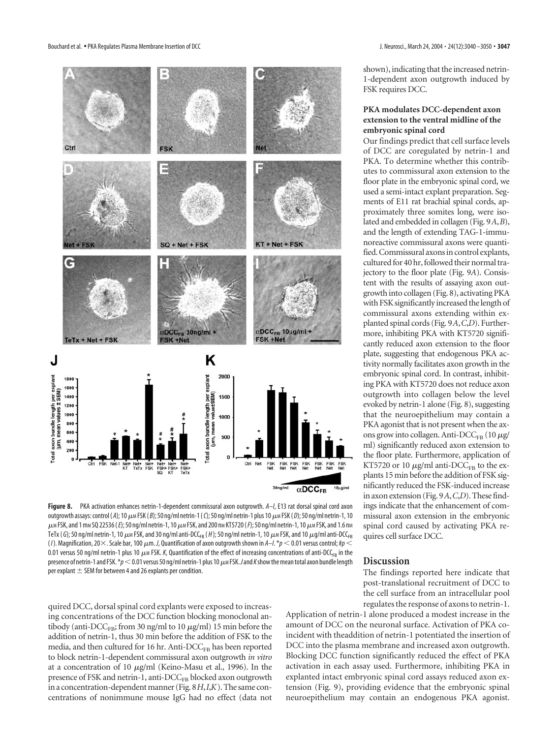**Figure 8.** PKA activation enhances netrin-1-dependent commissural axon outgrowth. *A–I*, E13 rat dorsal spinal cord axon outgrowth assays: control (*A*); 10 μM FSK (*B*); 50 ng/ml netrin-1 (*C*); 50 ng/ml netrin-1 plus 10 μM FSK (*D*); 50 ng/ml netrin-1, 10 μM FSK, and 1 mM SQ 22536 (*E*); 50 ng/ml netrin-1, 10 μM FSK, and 200 nM KT5720 (*F*); 50 ng/ml netrin-1, 10 μM FSK, and 1.6 nM TeTx (*G*); 50 ng/ml netrin-1, 10 μM FSK, and 30 ng/ml anti-DCC$_{FB}$ (*H*); 50 ng/ml netrin-1, 10 μM FSK, and 10 μg/ml anti-DCC$_{FB}$ (*I*). Magnification, 20×. Scale bar, 100 μm. *J*, Quantification of axon outgrowth shown in *A–I*. $*p < 0.01$ versus control; $\#p < 0.01$ versus 50 ng/ml netrin-1 plus 10 μM FSK. *K*, Quantification of the effect of increasing concentrations of anti-DCC$_{FB}$ in the presence of netrin-1 and FSK. $*p < 0.01$ versus 50 ng/ml netrin-1 plus 10 μM FSK. *J* and *K* show the mean total axon bundle length per explant ± SEM for between 4 and 26 explants per condition.

quired DCC, dorsal spinal cord explants were exposed to increasing concentrations of the DCC function blocking monoclonal antibody (anti-DCC$_{FB}$; from 30 ng/ml to 10 μg/ml) 15 min before the addition of netrin-1, thus 30 min before the addition of FSK to the media, and then cultured for 16 hr. Anti-DCC$_{FB}$ has been reported to block netrin-1-dependent commissural axon outgrowth *in vitro* at a concentration of 10 μg/ml (Keino-Masu et al., 1996). In the presence of FSK and netrin-1, anti-DCC$_{FB}$ blocked axon outgrowth in a concentration-dependent manner (Fig. 8*H*,*I*,*K*). The same concentrations of nonimmune mouse IgG had no effect (data not shown), indicating that the increased netrin-1-dependent axon outgrowth induced by FSK requires DCC.

### PKA modulates DCC-dependent axon extension to the ventral midline of the embryonic spinal cord

Our findings predict that cell surface levels of DCC are coregulated by netrin-1 and PKA. To determine whether this contributes to commissural axon extension to the floor plate in the embryonic spinal cord, we used a semi-intact explant preparation. Segments of E11 rat brachial spinal cords, approximately three somites long, were isolated and embedded in collagen (Fig. 9*A*,*B*), and the length of extending TAG-1-immunoreactive commissural axons were quantified. Commissural axons in control explants, cultured for 40 hr, followed their normal trajectory to the floor plate (Fig. 9*A*). Consistent with the results of assaying axon outgrowth into collagen (Fig. 8), activating PKA with FSK significantly increased the length of commissural axons extending within explanted spinal cords (Fig. 9*A*,*C*,*D*). Furthermore, inhibiting PKA with KT5720 significantly reduced axon extension to the floor plate, suggesting that endogenous PKA activity normally facilitates axon growth in the embryonic spinal cord. In contrast, inhibiting PKA with KT5720 does not reduce axon outgrowth into collagen below the level evoked by netrin-1 alone (Fig. 8), suggesting that the neuroepithelium may contain a PKA agonist that is not present when the axons grow into collagen. Anti-DCC$_{FB}$ (10 μg/ml) significantly reduced axon extension to the floor plate. Furthermore, application of KT5720 or 10 μg/ml anti-DCC$_{FB}$ to the explants 15 min before the addition of FSK significantly reduced the FSK-induced increase in axon extension (Fig. 9*A*,*C*,*D*). These findings indicate that the enhancement of commissural axon extension in the embryonic spinal cord caused by activating PKA requires cell surface DCC.

## Discussion

The findings reported here indicate that post-translational recruitment of DCC to the cell surface from an intracellular pool regulates the response of axons to netrin-1. Application of netrin-1 alone produced a modest increase in the amount of DCC on the neuronal surface. Activation of PKA coincident with theaddition of netrin-1 potentiated the insertion of DCC into the plasma membrane and increased axon outgrowth. Blocking DCC function significantly reduced the effect of PKA activation in each assay used. Furthermore, inhibiting PKA in explanted intact embryonic spinal cord assays reduced axon extension (Fig. 9), providing evidence that the embryonic spinal neuroepithelium may contain an endogenous PKA agonist.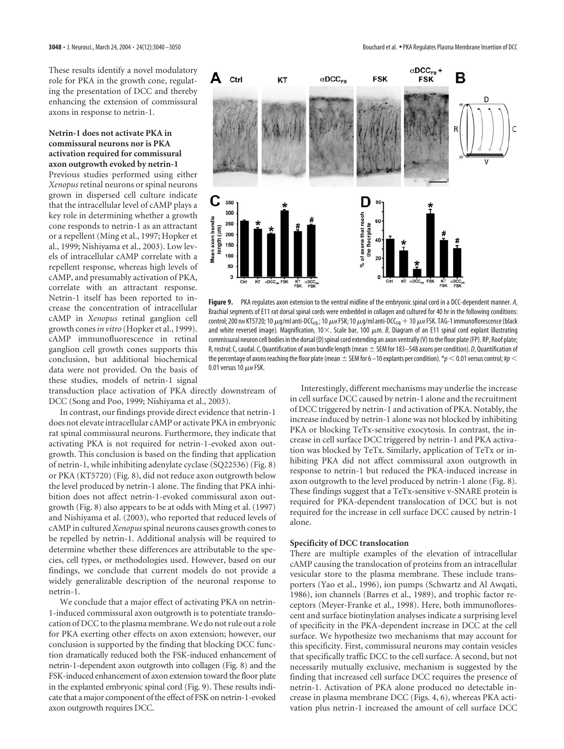These results identify a novel modulatory role for PKA in the growth cone, regulating the presentation of DCC and thereby enhancing the extension of commissural axons in response to netrin-1.

### Netrin-1 does not activate PKA in commissural neurons nor is PKA activation required for commissural axon outgrowth evoked by netrin-1

Previous studies performed using either *Xenopus* retinal neurons or spinal neurons grown in dispersed cell culture indicate that the intracellular level of cAMP plays a key role in determining whether a growth cone responds to netrin-1 as an attractant or a repellent (Ming et al., 1997; Hopker et al., 1999; Nishiyama et al., 2003). Low levels of intracellular cAMP correlate with a repellent response, whereas high levels of cAMP, and presumably activation of PKA, correlate with an attractant response. Netrin-1 itself has been reported to increase the concentration of intracellular cAMP in *Xenopus* retinal ganglion cell growth cones *in vitro* (Hopker et al., 1999). cAMP immunofluorescence in retinal ganglion cell growth cones supports this conclusion, but additional biochemical data were not provided. On the basis of these studies, models of netrin-1 signal transduction place activation of PKA directly downstream of DCC (Song and Poo, 1999; Nishiyama et al., 2003).

In contrast, our findings provide direct evidence that netrin-1 does not elevate intracellular cAMP or activate PKA in embryonic rat spinal commissural neurons. Furthermore, they indicate that activating PKA is not required for netrin-1-evoked axon outgrowth. This conclusion is based on the finding that application of netrin-1, while inhibiting adenylate cyclase (SQ22536) (Fig. 8) or PKA (KT5720) (Fig. 8), did not reduce axon outgrowth below the level produced by netrin-1 alone. The finding that PKA inhibition does not affect netrin-1-evoked commissural axon outgrowth (Fig. 8) also appears to be at odds with Ming et al. (1997) and Nishiyama et al. (2003), who reported that reduced levels of cAMP in cultured *Xenopus* spinal neurons causes growth cones to be repelled by netrin-1. Additional analysis will be required to determine whether these differences are attributable to the species, cell types, or methodologies used. However, based on our findings, we conclude that current models do not provide a widely generalizable description of the neuronal response to netrin-1.

We conclude that a major effect of activating PKA on netrin-1-induced commissural axon outgrowth is to potentiate translocation of DCC to the plasma membrane. We do not rule out a role for PKA exerting other effects on axon extension; however, our conclusion is supported by the finding that blocking DCC function dramatically reduced both the FSK-induced enhancement of netrin-1-dependent axon outgrowth into collagen (Fig. 8) and the FSK-induced enhancement of axon extension toward the floor plate in the explanted embryonic spinal cord (Fig. 9). These results indicate that a major component of the effect of FSK on netrin-1-evoked axon outgrowth requires DCC.

**Figure 9.** PKA regulates axon extension to the ventral midline of the embryonic spinal cord in a DCC-dependent manner. *A*, Brachial segments of E11 rat dorsal spinal cords were embedded in collagen and cultured for 40 hr in the following conditions: control; 200 nM KT5720; 10 μg/ml anti-$DCC_{FB}$; 10 μM FSK; 10 μg/ml anti-$DCC_{FB}$ + 10 μM FSK. TAG-1 immunofluorescence (black and white reversed image). Magnification, 10×. Scale bar, 100 μm. *B*, Diagram of an E11 spinal cord explant illustrating commissural neuron cell bodies in the dorsal (D) spinal cord extending an axon ventrally (V) to the floor plate (FP). RP, Roof plate; R, rostral; C, caudal. *C*, Quantification of axon bundle length (mean ± SEM for 183–548 axons per condition). *D*, Quantification of the percentage of axons reaching the floor plate (mean ± SEM for 6–10 explants per condition). \*$p < 0.01$ versus control; #$p < 0.01$ versus 10 μM FSK.

Interestingly, different mechanisms may underlie the increase in cell surface DCC caused by netrin-1 alone and the recruitment of DCC triggered by netrin-1 and activation of PKA. Notably, the increase induced by netrin-1 alone was not blocked by inhibiting PKA or blocking TeTx-sensitive exocytosis. In contrast, the increase in cell surface DCC triggered by netrin-1 and PKA activation was blocked by TeTx. Similarly, application of TeTx or inhibiting PKA did not affect commissural axon outgrowth in response to netrin-1 but reduced the PKA-induced increase in axon outgrowth to the level produced by netrin-1 alone (Fig. 8). These findings suggest that a TeTx-sensitive v-SNARE protein is required for PKA-dependent translocation of DCC but is not required for the increase in cell surface DCC caused by netrin-1 alone.

### Specificity of DCC translocation

There are multiple examples of the elevation of intracellular cAMP causing the translocation of proteins from an intracellular vesicular store to the plasma membrane. These include transporters (Yao et al., 1996), ion pumps (Schwartz and Al Awqati, 1986), ion channels (Barres et al., 1989), and trophic factor receptors (Meyer-Franke et al., 1998). Here, both immunofluorescent and surface biotinylation analyses indicate a surprising level of specificity in the PKA-dependent increase in DCC at the cell surface. We hypothesize two mechanisms that may account for this specificity. First, commissural neurons may contain vesicles that specifically traffic DCC to the cell surface. A second, but not necessarily mutually exclusive, mechanism is suggested by the finding that increased cell surface DCC requires the presence of netrin-1. Activation of PKA alone produced no detectable increase in plasma membrane DCC (Figs. 4, 6), whereas PKA activation plus netrin-1 increased the amount of cell surface DCC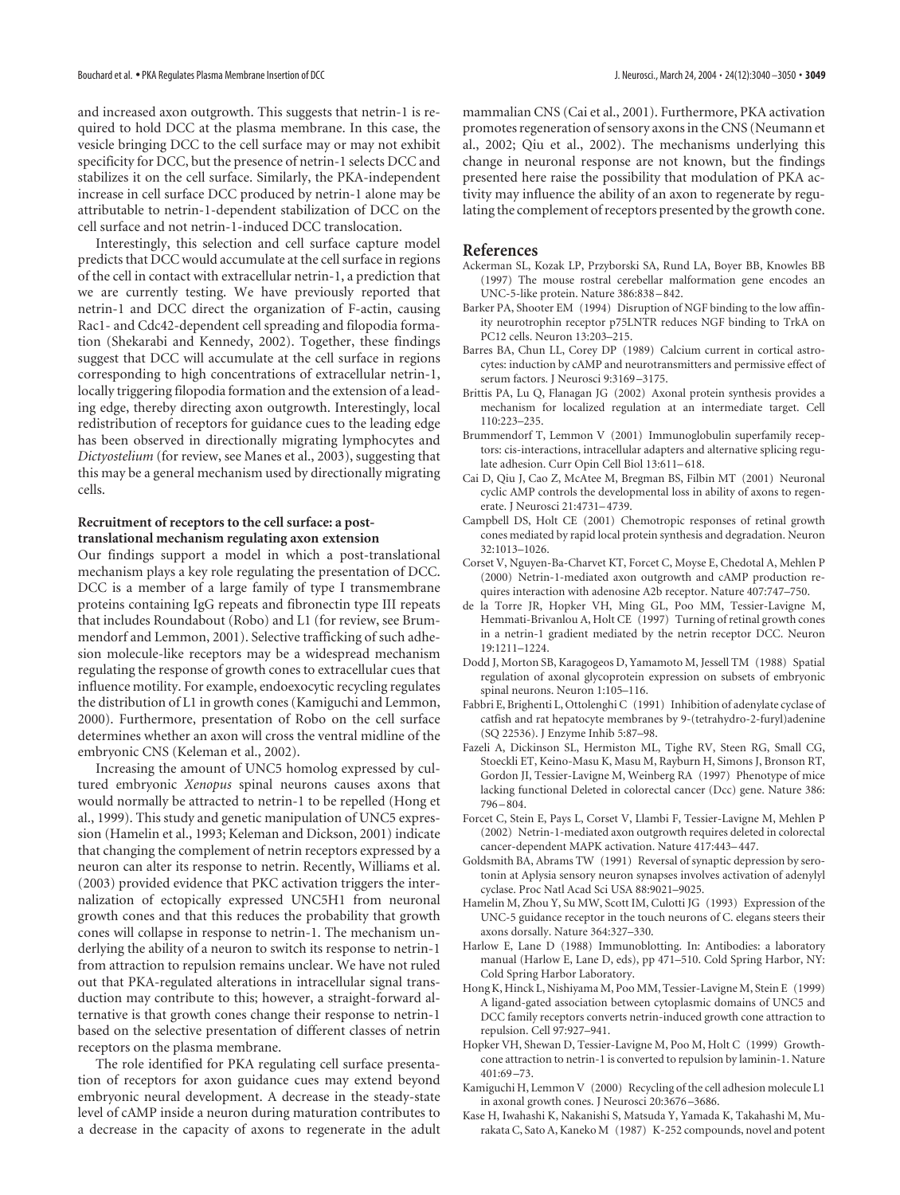and increased axon outgrowth. This suggests that netrin-1 is required to hold DCC at the plasma membrane. In this case, the vesicle bringing DCC to the cell surface may or may not exhibit specificity for DCC, but the presence of netrin-1 selects DCC and stabilizes it on the cell surface. Similarly, the PKA-independent increase in cell surface DCC produced by netrin-1 alone may be attributable to netrin-1-dependent stabilization of DCC on the cell surface and not netrin-1-induced DCC translocation.

Interestingly, this selection and cell surface capture model predicts that DCC would accumulate at the cell surface in regions of the cell in contact with extracellular netrin-1, a prediction that we are currently testing. We have previously reported that netrin-1 and DCC direct the organization of F-actin, causing Rac1- and Cdc42-dependent cell spreading and filopodia formation (Shekarabi and Kennedy, 2002). Together, these findings suggest that DCC will accumulate at the cell surface in regions corresponding to high concentrations of extracellular netrin-1, locally triggering filopodia formation and the extension of a leading edge, thereby directing axon outgrowth. Interestingly, local redistribution of receptors for guidance cues to the leading edge has been observed in directionally migrating lymphocytes and *Dictyostelium* (for review, see Manes et al., 2003), suggesting that this may be a general mechanism used by directionally migrating cells.

### Recruitment of receptors to the cell surface: a post-translational mechanism regulating axon extension

Our findings support a model in which a post-translational mechanism plays a key role regulating the presentation of DCC. DCC is a member of a large family of type I transmembrane proteins containing IgG repeats and fibronectin type III repeats that includes Roundabout (Robo) and L1 (for review, see Brummendorf and Lemmon, 2001). Selective trafficking of such adhesion molecule-like receptors may be a widespread mechanism regulating the response of growth cones to extracellular cues that influence motility. For example, endoexocytic recycling regulates the distribution of L1 in growth cones (Kamiguchi and Lemmon, 2000). Furthermore, presentation of Robo on the cell surface determines whether an axon will cross the ventral midline of the embryonic CNS (Keleman et al., 2002).

Increasing the amount of UNC5 homolog expressed by cultured embryonic *Xenopus* spinal neurons causes axons that would normally be attracted to netrin-1 to be repelled (Hong et al., 1999). This study and genetic manipulation of UNC5 expression (Hamelin et al., 1993; Keleman and Dickson, 2001) indicate that changing the complement of netrin receptors expressed by a neuron can alter its response to netrin. Recently, Williams et al. (2003) provided evidence that PKC activation triggers the internalization of ectopically expressed UNC5H1 from neuronal growth cones and that this reduces the probability that growth cones will collapse in response to netrin-1. The mechanism underlying the ability of a neuron to switch its response to netrin-1 from attraction to repulsion remains unclear. We have not ruled out that PKA-regulated alterations in intracellular signal transduction may contribute to this; however, a straight-forward alternative is that growth cones change their response to netrin-1 based on the selective presentation of different classes of netrin receptors on the plasma membrane.

The role identified for PKA regulating cell surface presentation of receptors for axon guidance cues may extend beyond embryonic neural development. A decrease in the steady-state level of cAMP inside a neuron during maturation contributes to a decrease in the capacity of axons to regenerate in the adult mammalian CNS (Cai et al., 2001). Furthermore, PKA activation promotes regeneration of sensory axons in the CNS (Neumann et al., 2002; Qiu et al., 2002). The mechanisms underlying this change in neuronal response are not known, but the findings presented here raise the possibility that modulation of PKA activity may influence the ability of an axon to regenerate by regulating the complement of receptors presented by the growth cone.

## References

Ackerman SL, Kozak LP, Przyborski SA, Rund LA, Boyer BB, Knowles BB (1997) The mouse rostral cerebellar malformation gene encodes an UNC-5-like protein. Nature 386:838–842.

Barker PA, Shooter EM (1994) Disruption of NGF binding to the low affinity neurotrophin receptor p75LNTR reduces NGF binding to TrkA on PC12 cells. Neuron 13:203–215.

Barres BA, Chun LL, Corey DP (1989) Calcium current in cortical astrocytes: induction by cAMP and neurotransmitters and permissive effect of serum factors. J Neurosci 9:3169–3175.

Brittis PA, Lu Q, Flanagan JG (2002) Axonal protein synthesis provides a mechanism for localized regulation at an intermediate target. Cell 110:223–235.

Brummendorf T, Lemmon V (2001) Immunoglobulin superfamily receptors: cis-interactions, intracellular adapters and alternative splicing regulate adhesion. Curr Opin Cell Biol 13:611–618.

Cai D, Qiu J, Cao Z, McAtee M, Bregman BS, Filbin MT (2001) Neuronal cyclic AMP controls the developmental loss in ability of axons to regenerate. J Neurosci 21:4731–4739.

Campbell DS, Holt CE (2001) Chemotropic responses of retinal growth cones mediated by rapid local protein synthesis and degradation. Neuron 32:1013–1026.

Corset V, Nguyen-Ba-Charvet KT, Forcet C, Moyse E, Chedotal A, Mehlen P (2000) Netrin-1-mediated axon outgrowth and cAMP production requires interaction with adenosine A2b receptor. Nature 407:747–750.

de la Torre JR, Hopker VH, Ming GL, Poo MM, Tessier-Lavigne M, Hemmati-Brivanlou A, Holt CE (1997) Turning of retinal growth cones in a netrin-1 gradient mediated by the netrin receptor DCC. Neuron 19:1211–1224.

Dodd J, Morton SB, Karagogeos D, Yamamoto M, Jessell TM (1988) Spatial regulation of axonal glycoprotein expression on subsets of embryonic spinal neurons. Neuron 1:105–116.

Fabbri E, Brighenti L, Ottolenghi C (1991) Inhibition of adenylate cyclase of catfish and rat hepatocyte membranes by 9-(tetrahydro-2-furyl)adenine (SQ 22536). J Enzyme Inhib 5:87–98.

Fazeli A, Dickinson SL, Hermiston ML, Tighe RV, Steen RG, Small CG, Stoeckli ET, Keino-Masu K, Masu M, Rayburn H, Simons J, Bronson RT, Gordon JI, Tessier-Lavigne M, Weinberg RA (1997) Phenotype of mice lacking functional Deleted in colorectal cancer (Dcc) gene. Nature 386:796–804.

Forcet C, Stein E, Pays L, Corset V, Llambi F, Tessier-Lavigne M, Mehlen P (2002) Netrin-1-mediated axon outgrowth requires deleted in colorectal cancer-dependent MAPK activation. Nature 417:443–447.

Goldsmith BA, Abrams TW (1991) Reversal of synaptic depression by serotonin at Aplysia sensory neuron synapses involves activation of adenylyl cyclase. Proc Natl Acad Sci USA 88:9021–9025.

Hamelin M, Zhou Y, Su MW, Scott IM, Culotti JG (1993) Expression of the UNC-5 guidance receptor in the touch neurons of C. elegans steers their axons dorsally. Nature 364:327–330.

Harlow E, Lane D (1988) Immunoblotting. In: Antibodies: a laboratory manual (Harlow E, Lane D, eds), pp 471–510. Cold Spring Harbor, NY: Cold Spring Harbor Laboratory.

Hong K, Hinck L, Nishiyama M, Poo MM, Tessier-Lavigne M, Stein E (1999) A ligand-gated association between cytoplasmic domains of UNC5 and DCC family receptors converts netrin-induced growth cone attraction to repulsion. Cell 97:927–941.

Hopker VH, Shewan D, Tessier-Lavigne M, Poo M, Holt C (1999) Growth-cone attraction to netrin-1 is converted to repulsion by laminin-1. Nature 401:69–73.

Kamiguchi H, Lemmon V (2000) Recycling of the cell adhesion molecule L1 in axonal growth cones. J Neurosci 20:3676–3686.

Kase H, Iwahashi K, Nakanishi S, Matsuda Y, Yamada K, Takahashi M, Murakata C, Sato A, Kaneko M (1987) K-252 compounds, novel and potent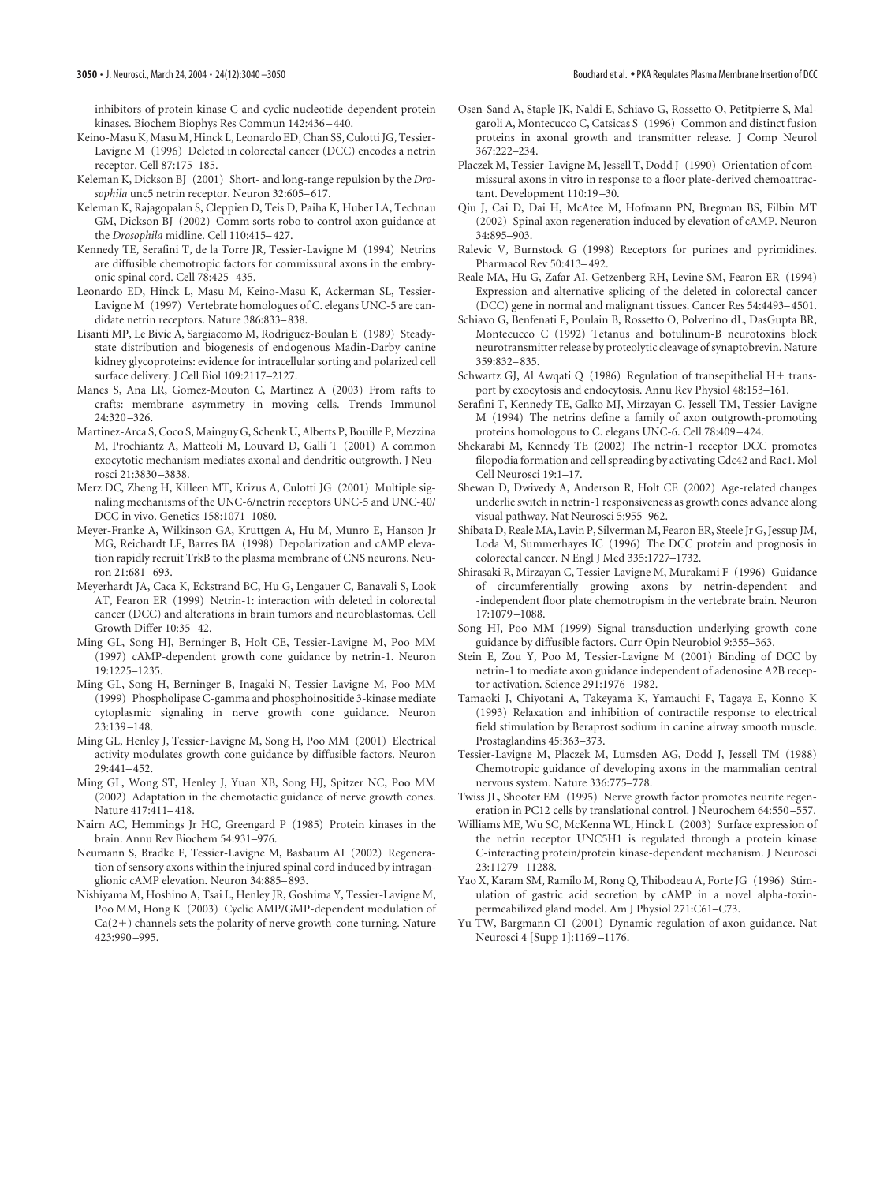inhibitors of protein kinase C and cyclic nucleotide-dependent protein kinases. Biochem Biophys Res Commun 142:436–440.

Keino-Masu K, Masu M, Hinck L, Leonardo ED, Chan SS, Culotti JG, Tessier-Lavigne M (1996) Deleted in colorectal cancer (DCC) encodes a netrin receptor. Cell 87:175–185.

Keleman K, Dickson BJ (2001) Short- and long-range repulsion by the *Drosophila* unc5 netrin receptor. Neuron 32:605–617.

Keleman K, Rajagopalan S, Cleppien D, Teis D, Paiha K, Huber LA, Technau GM, Dickson BJ (2002) Comm sorts robo to control axon guidance at the *Drosophila* midline. Cell 110:415–427.

Kennedy TE, Serafini T, de la Torre JR, Tessier-Lavigne M (1994) Netrins are diffusible chemotropic factors for commissural axons in the embryonic spinal cord. Cell 78:425–435.

Leonardo ED, Hinck L, Masu M, Keino-Masu K, Ackerman SL, Tessier-Lavigne M (1997) Vertebrate homologues of C. elegans UNC-5 are candidate netrin receptors. Nature 386:833–838.

Lisanti MP, Le Bivic A, Sargiacomo M, Rodriguez-Boulan E (1989) Steady-state distribution and biogenesis of endogenous Madin-Darby canine kidney glycoproteins: evidence for intracellular sorting and polarized cell surface delivery. J Cell Biol 109:2117–2127.

Manes S, Ana LR, Gomez-Mouton C, Martinez A (2003) From rafts to crafts: membrane asymmetry in moving cells. Trends Immunol 24:320–326.

Martinez-Arca S, Coco S, Mainguy G, Schenk U, Alberts P, Bouille P, Mezzina M, Prochiantz A, Matteoli M, Louvard D, Galli T (2001) A common exocytotic mechanism mediates axonal and dendritic outgrowth. J Neurosci 21:3830–3838.

Merz DC, Zheng H, Killeen MT, Krizus A, Culotti JG (2001) Multiple signaling mechanisms of the UNC-6/netrin receptors UNC-5 and UNC-40/DCC in vivo. Genetics 158:1071–1080.

Meyer-Franke A, Wilkinson GA, Kruttgen A, Hu M, Munro E, Hanson Jr MG, Reichardt LF, Barres BA (1998) Depolarization and cAMP elevation rapidly recruit TrkB to the plasma membrane of CNS neurons. Neuron 21:681–693.

Meyerhardt JA, Caca K, Eckstrand BC, Hu G, Lengauer C, Banavali S, Look AT, Fearon ER (1999) Netrin-1: interaction with deleted in colorectal cancer (DCC) and alterations in brain tumors and neuroblastomas. Cell Growth Differ 10:35–42.

Ming GL, Song HJ, Berninger B, Holt CE, Tessier-Lavigne M, Poo MM (1997) cAMP-dependent growth cone guidance by netrin-1. Neuron 19:1225–1235.

Ming GL, Song H, Berninger B, Inagaki N, Tessier-Lavigne M, Poo MM (1999) Phospholipase C-gamma and phosphoinositide 3-kinase mediate cytoplasmic signaling in nerve growth cone guidance. Neuron 23:139–148.

Ming GL, Henley J, Tessier-Lavigne M, Song H, Poo MM (2001) Electrical activity modulates growth cone guidance by diffusible factors. Neuron 29:441–452.

Ming GL, Wong ST, Henley J, Yuan XB, Song HJ, Spitzer NC, Poo MM (2002) Adaptation in the chemotactic guidance of nerve growth cones. Nature 417:411–418.

Nairn AC, Hemmings Jr HC, Greengard P (1985) Protein kinases in the brain. Annu Rev Biochem 54:931–976.

Neumann S, Bradke F, Tessier-Lavigne M, Basbaum AI (2002) Regeneration of sensory axons within the injured spinal cord induced by intraganglionic cAMP elevation. Neuron 34:885–893.

Nishiyama M, Hoshino A, Tsai L, Henley JR, Goshima Y, Tessier-Lavigne M, Poo MM, Hong K (2003) Cyclic AMP/GMP-dependent modulation of Ca(2+) channels sets the polarity of nerve growth-cone turning. Nature 423:990–995.

Osen-Sand A, Staple JK, Naldi E, Schiavo G, Rossetto O, Petitpierre S, Malgaroli A, Montecucco C, Catsicas S (1996) Common and distinct fusion proteins in axonal growth and transmitter release. J Comp Neurol 367:222–234.

Placzek M, Tessier-Lavigne M, Jessell T, Dodd J (1990) Orientation of commissural axons in vitro in response to a floor plate-derived chemoattractant. Development 110:19–30.

Qiu J, Cai D, Dai H, McAtee M, Hofmann PN, Bregman BS, Filbin MT (2002) Spinal axon regeneration induced by elevation of cAMP. Neuron 34:895–903.

Ralevic V, Burnstock G (1998) Receptors for purines and pyrimidines. Pharmacol Rev 50:413–492.

Reale MA, Hu G, Zafar AI, Getzenberg RH, Levine SM, Fearon ER (1994) Expression and alternative splicing of the deleted in colorectal cancer (DCC) gene in normal and malignant tissues. Cancer Res 54:4493–4501.

Schiavo G, Benfenati F, Poulain B, Rossetto O, Polverino dL, DasGupta BR, Montecucco C (1992) Tetanus and botulinum-B neurotoxins block neurotransmitter release by proteolytic cleavage of synaptobrevin. Nature 359:832–835.

Schwartz GJ, Al Awqati Q (1986) Regulation of transepithelial H+ transport by exocytosis and endocytosis. Annu Rev Physiol 48:153–161.

Serafini T, Kennedy TE, Galko MJ, Mirzayan C, Jessell TM, Tessier-Lavigne M (1994) The netrins define a family of axon outgrowth-promoting proteins homologous to C. elegans UNC-6. Cell 78:409–424.

Shekarabi M, Kennedy TE (2002) The netrin-1 receptor DCC promotes filopodia formation and cell spreading by activating Cdc42 and Rac1. Mol Cell Neurosci 19:1–17.

Shewan D, Dwivedy A, Anderson R, Holt CE (2002) Age-related changes underlie switch in netrin-1 responsiveness as growth cones advance along visual pathway. Nat Neurosci 5:955–962.

Shibata D, Reale MA, Lavin P, Silverman M, Fearon ER, Steele Jr G, Jessup JM, Loda M, Summerhayes IC (1996) The DCC protein and prognosis in colorectal cancer. N Engl J Med 335:1727–1732.

Shirasaki R, Mirzayan C, Tessier-Lavigne M, Murakami F (1996) Guidance of circumferentially growing axons by netrin-dependent and -independent floor plate chemotropism in the vertebrate brain. Neuron 17:1079–1088.

Song HJ, Poo MM (1999) Signal transduction underlying growth cone guidance by diffusible factors. Curr Opin Neurobiol 9:355–363.

Stein E, Zou Y, Poo M, Tessier-Lavigne M (2001) Binding of DCC by netrin-1 to mediate axon guidance independent of adenosine A2B receptor activation. Science 291:1976–1982.

Tamaoki J, Chiyotani A, Takeyama K, Yamauchi F, Tagaya E, Konno K (1993) Relaxation and inhibition of contractile response to electrical field stimulation by Beraprost sodium in canine airway smooth muscle. Prostaglandins 45:363–373.

Tessier-Lavigne M, Placzek M, Lumsden AG, Dodd J, Jessell TM (1988) Chemotropic guidance of developing axons in the mammalian central nervous system. Nature 336:775–778.

Twiss JL, Shooter EM (1995) Nerve growth factor promotes neurite regeneration in PC12 cells by translational control. J Neurochem 64:550–557.

Williams ME, Wu SC, McKenna WL, Hinck L (2003) Surface expression of the netrin receptor UNC5H1 is regulated through a protein kinase C-interacting protein/protein kinase-dependent mechanism. J Neurosci 23:11279–11288.

Yao X, Karam SM, Ramilo M, Rong Q, Thibodeau A, Forte JG (1996) Stimulation of gastric acid secretion by cAMP in a novel alpha-toxin-permeabilized gland model. Am J Physiol 271:C61–C73.

Yu TW, Bargmann CI (2001) Dynamic regulation of axon guidance. Nat Neurosci 4 [Supp 1]:1169–1176.